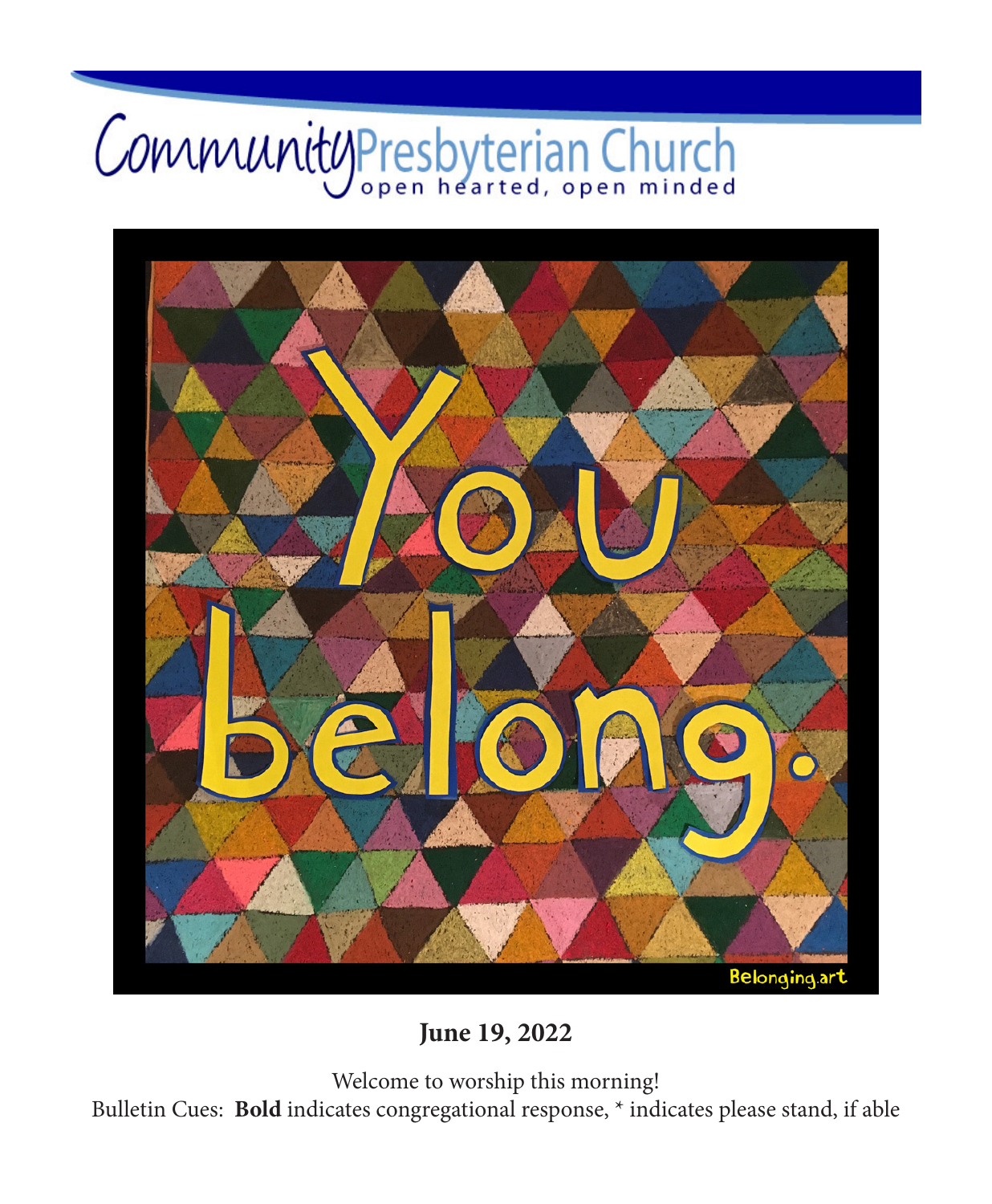# Community Presbyterian Church

open hearted, open minded

**June 19, 2022**

Welcome to worship this morning!

Bulletin Cues: **Bold** indicates congregational response, * indicates please stand, if able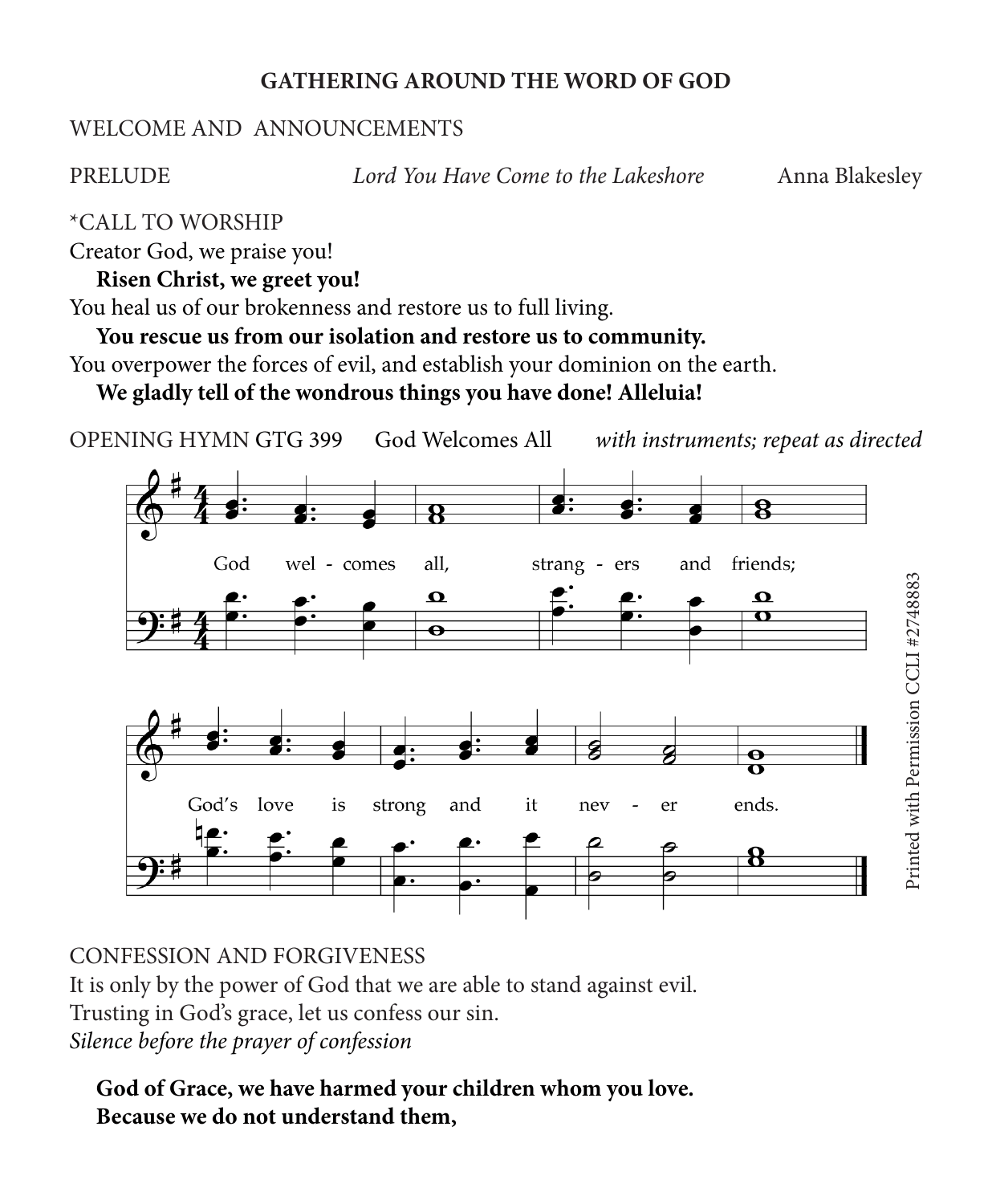## GATHERING AROUND THE WORD OF GOD

WELCOME AND ANNOUNCEMENTS

PRELUDE *Lord You Have Come to the Lakeshore* Anna Blakesley

*CALL TO WORSHIP

Creator God, we praise you!

**Risen Christ, we greet you!**

You heal us of our brokenness and restore us to full living.

**You rescue us from our isolation and restore us to community.**

You overpower the forces of evil, and establish your dominion on the earth.

**We gladly tell of the wondrous things you have done! Alleluia!**

OPENING HYMN GTG 399 God Welcomes All *with instruments; repeat as directed*

God welcomes all, strangers and friends;
God's love is strong and it never ends.

Printed with Permission CCLI #2748883

CONFESSION AND FORGIVENESS

It is only by the power of God that we are able to stand against evil.
Trusting in God's grace, let us confess our sin.
*Silence before the prayer of confession*

**God of Grace, we have harmed your children whom you love.**
**Because we do not understand them,**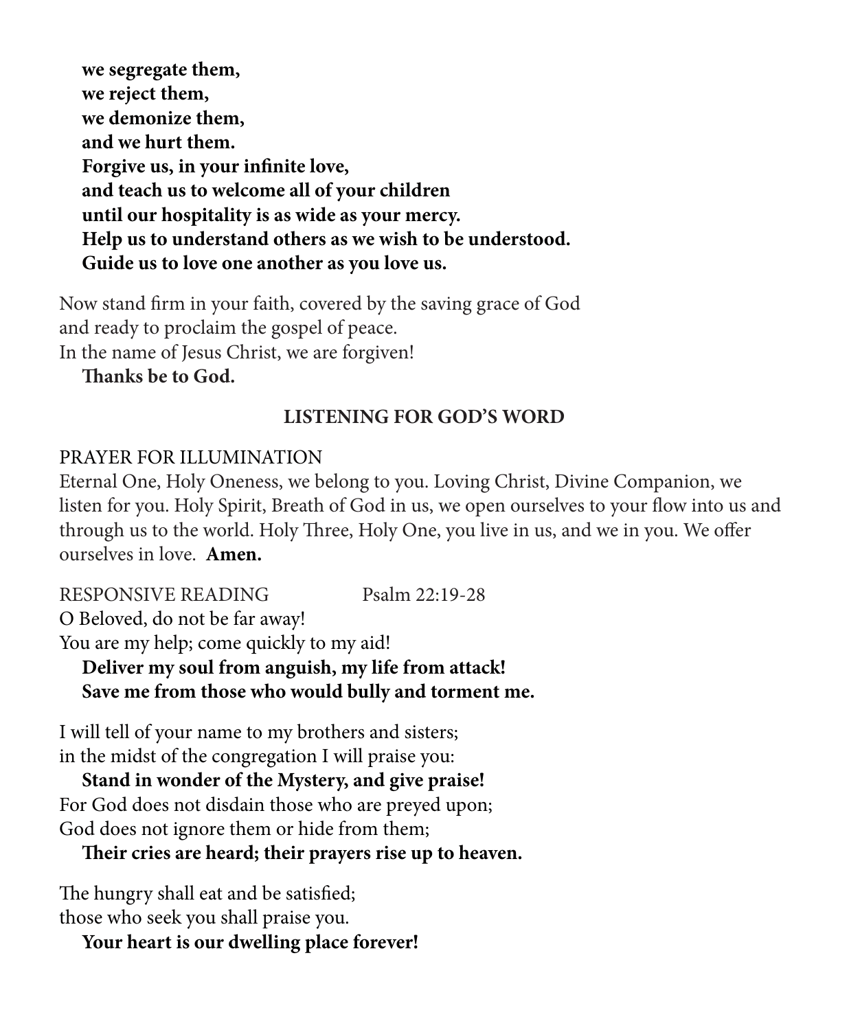**we segregate them,**  
**we reject them,**  
**we demonize them,**  
**and we hurt them.**  
**Forgive us, in your infinite love,**  
**and teach us to welcome all of your children**  
**until our hospitality is as wide as your mercy.**  
**Help us to understand others as we wish to be understood.**  
**Guide us to love one another as you love us.**

Now stand firm in your faith, covered by the saving grace of God  
and ready to proclaim the gospel of peace.  
In the name of Jesus Christ, we are forgiven!  
**Thanks be to God.**

## LISTENING FOR GOD'S WORD

PRAYER FOR ILLUMINATION  
Eternal One, Holy Oneness, we belong to you. Loving Christ, Divine Companion, we listen for you. Holy Spirit, Breath of God in us, we open ourselves to your flow into us and through us to the world. Holy Three, Holy One, you live in us, and we in you. We offer ourselves in love. **Amen.**

RESPONSIVE READING Psalm 22:19-28  
O Beloved, do not be far away!  
You are my help; come quickly to my aid!  
**Deliver my soul from anguish, my life from attack!**  
**Save me from those who would bully and torment me.**

I will tell of your name to my brothers and sisters;  
in the midst of the congregation I will praise you:  
**Stand in wonder of the Mystery, and give praise!**  
For God does not disdain those who are preyed upon;  
God does not ignore them or hide from them;  
**Their cries are heard; their prayers rise up to heaven.**

The hungry shall eat and be satisfied;  
those who seek you shall praise you.  
**Your heart is our dwelling place forever!**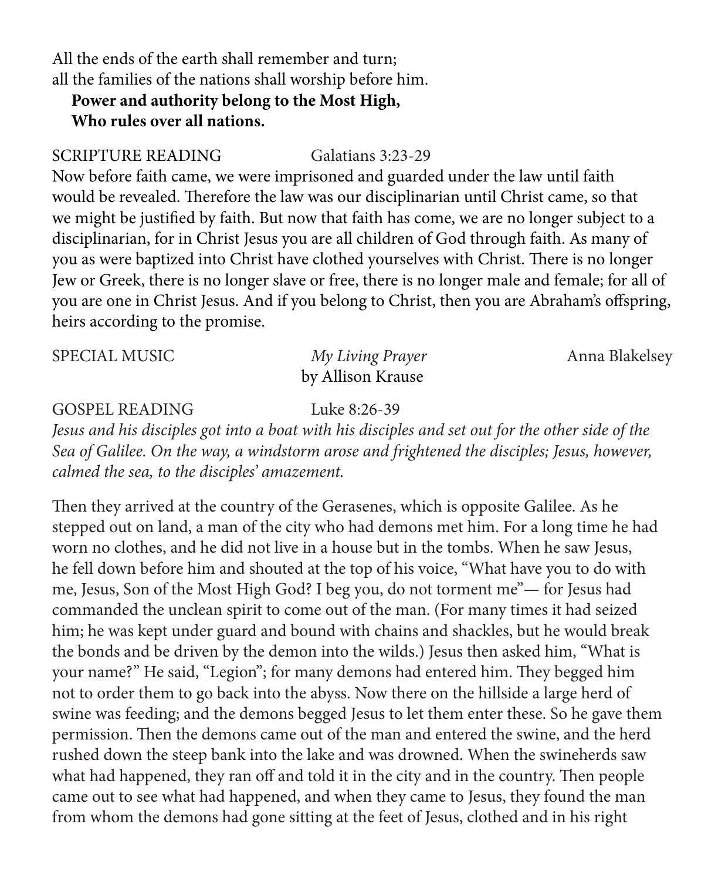All the ends of the earth shall remember and turn;
all the families of the nations shall worship before him.
**Power and authority belong to the Most High,**
**Who rules over all nations.**

SCRIPTURE READING Galatians 3:23-29

Now before faith came, we were imprisoned and guarded under the law until faith would be revealed. Therefore the law was our disciplinarian until Christ came, so that we might be justified by faith. But now that faith has come, we are no longer subject to a disciplinarian, for in Christ Jesus you are all children of God through faith. As many of you as were baptized into Christ have clothed yourselves with Christ. There is no longer Jew or Greek, there is no longer slave or free, there is no longer male and female; for all of you are one in Christ Jesus. And if you belong to Christ, then you are Abraham's offspring, heirs according to the promise.

SPECIAL MUSIC *My Living Prayer* by Allison Krause Anna Blakelsey

GOSPEL READING Luke 8:26-39

*Jesus and his disciples got into a boat with his disciples and set out for the other side of the Sea of Galilee. On the way, a windstorm arose and frightened the disciples; Jesus, however, calmed the sea, to the disciples' amazement.*

Then they arrived at the country of the Gerasenes, which is opposite Galilee. As he stepped out on land, a man of the city who had demons met him. For a long time he had worn no clothes, and he did not live in a house but in the tombs. When he saw Jesus, he fell down before him and shouted at the top of his voice, "What have you to do with me, Jesus, Son of the Most High God? I beg you, do not torment me"— for Jesus had commanded the unclean spirit to come out of the man. (For many times it had seized him; he was kept under guard and bound with chains and shackles, but he would break the bonds and be driven by the demon into the wilds.) Jesus then asked him, "What is your name?" He said, "Legion"; for many demons had entered him. They begged him not to order them to go back into the abyss. Now there on the hillside a large herd of swine was feeding; and the demons begged Jesus to let them enter these. So he gave them permission. Then the demons came out of the man and entered the swine, and the herd rushed down the steep bank into the lake and was drowned. When the swineherds saw what had happened, they ran off and told it in the city and in the country. Then people came out to see what had happened, and when they came to Jesus, they found the man from whom the demons had gone sitting at the feet of Jesus, clothed and in his right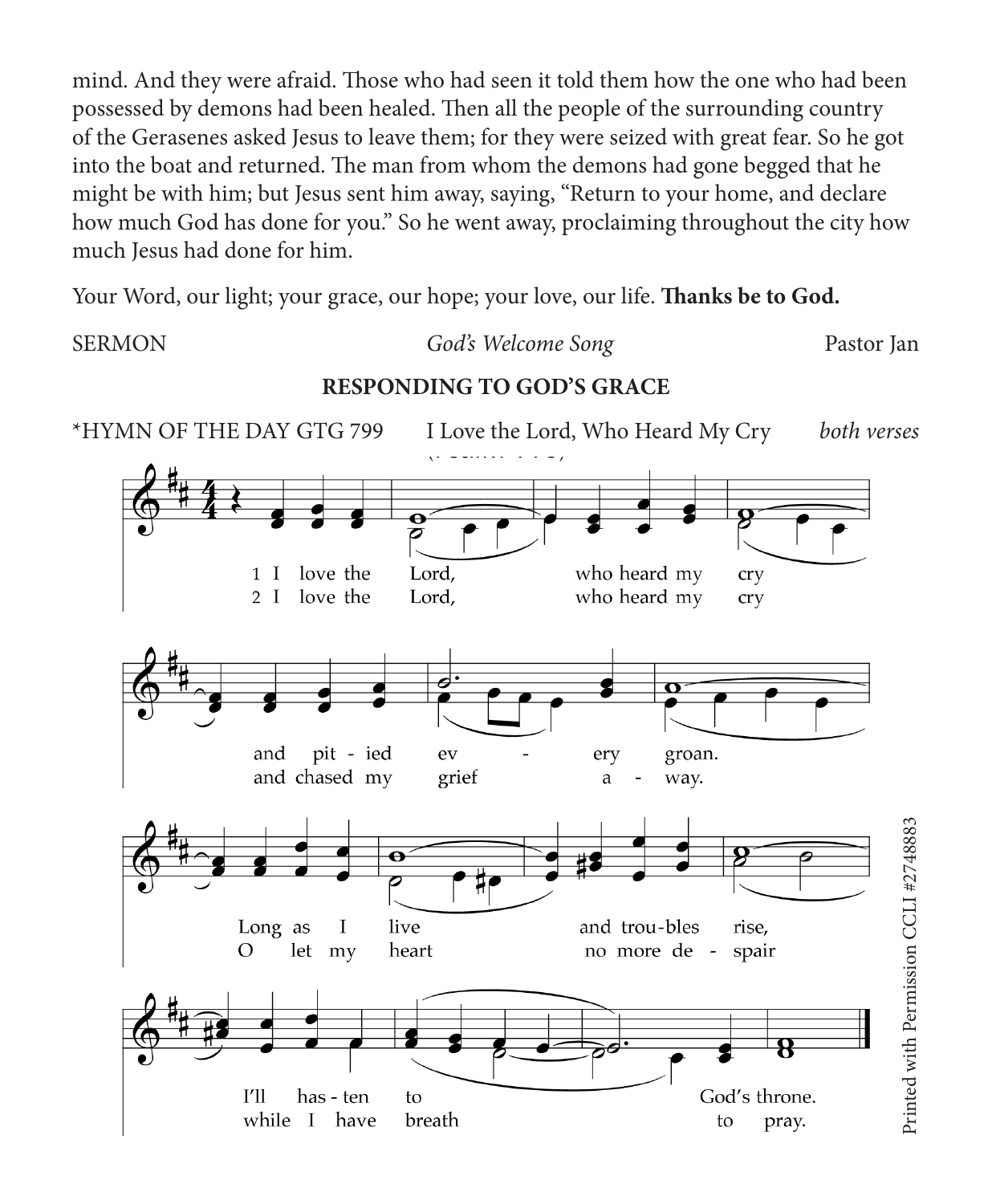mind. And they were afraid. Those who had seen it told them how the one who had been possessed by demons had been healed. Then all the people of the surrounding country of the Gerasenes asked Jesus to leave them; for they were seized with great fear. So he got into the boat and returned. The man from whom the demons had gone begged that he might be with him; but Jesus sent him away, saying, "Return to your home, and declare how much God has done for you." So he went away, proclaiming throughout the city how much Jesus had done for him.

Your Word, our light; your grace, our hope; your love, our life. **Thanks be to God.**

SERMON *God's Welcome Song* Pastor Jan

## RESPONDING TO GOD'S GRACE

*HYMN OF THE DAY GTG 799 I Love the Lord, Who Heard My Cry *both verses*

1 I love the Lord, who heard my cry and pit - ied ev - ery groan. Long as I live and trou-bles rise, I'll has - ten to God's throne.

2 I love the Lord, who heard my cry and chased my grief a - way. O let my heart no more de - spair while I have breath to pray.

Printed with Permission CCLI #2748883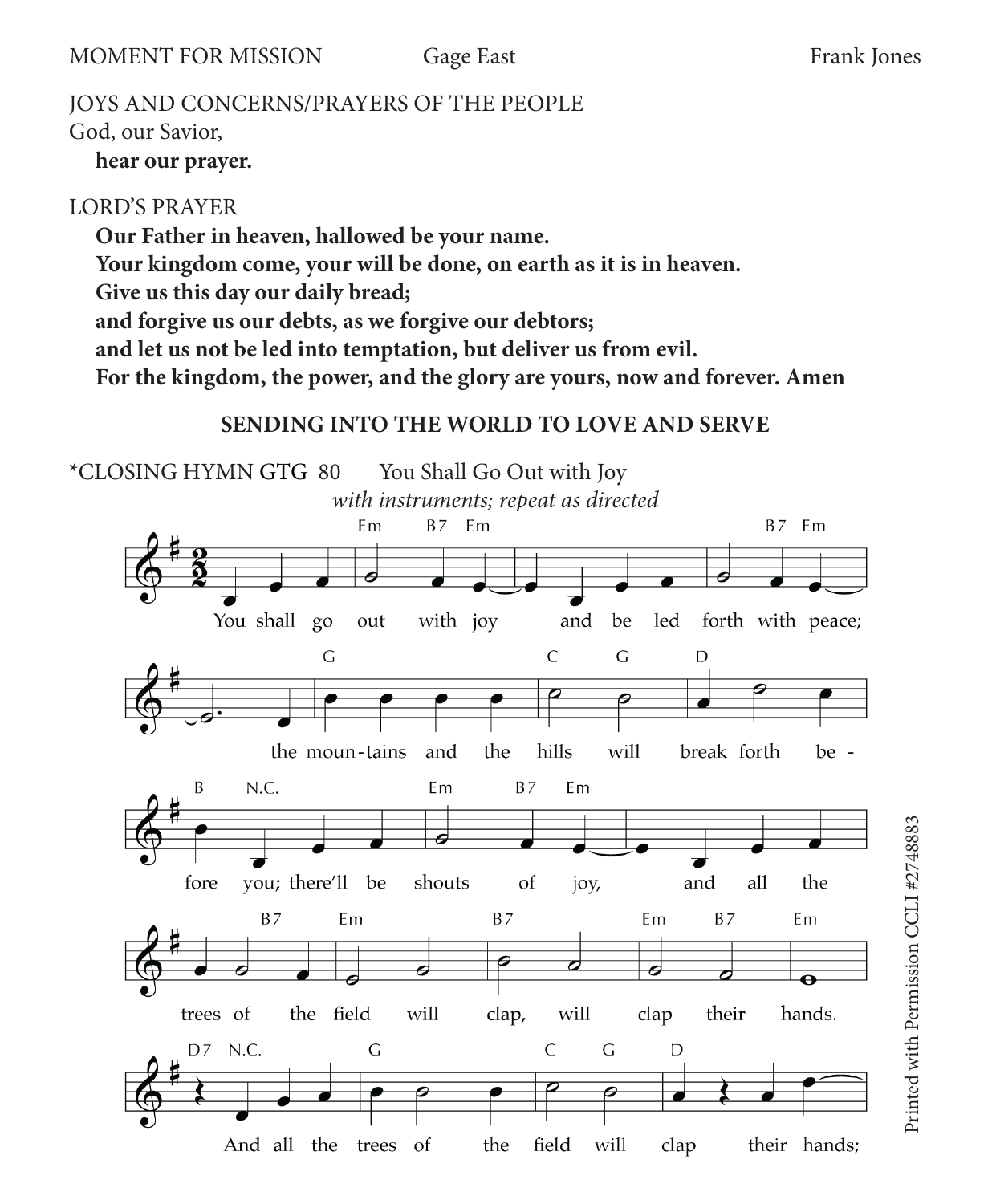MOMENT FOR MISSION Gage East Frank Jones

JOYS AND CONCERNS/PRAYERS OF THE PEOPLE
God, our Savior,
**hear our prayer.**

LORD'S PRAYER
**Our Father in heaven, hallowed be your name.**
**Your kingdom come, your will be done, on earth as it is in heaven.**
**Give us this day our daily bread;**
**and forgive us our debts, as we forgive our debtors;**
**and let us not be led into temptation, but deliver us from evil.**
**For the kingdom, the power, and the glory are yours, now and forever. Amen**

## SENDING INTO THE WORLD TO LOVE AND SERVE

*CLOSING HYMN GTG 80 You Shall Go Out with Joy
*with instruments; repeat as directed*

You shall go out with joy and be led forth with peace; the moun-tains and the hills will break forth be-fore you; there'll be shouts of joy, and all the trees of the field will clap, will clap their hands. And all the trees of the field will clap their hands;

Printed with Permission CCLI #2748883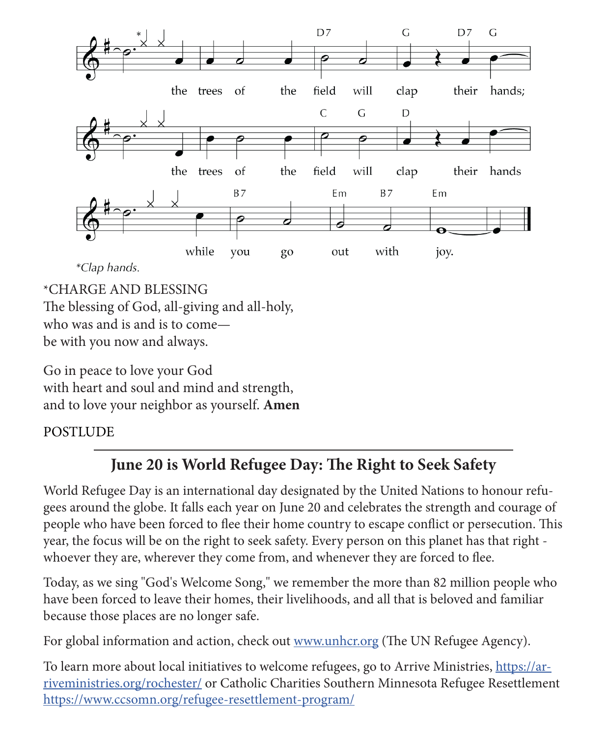the trees of the field will clap their hands;

the trees of the field will clap their hands

while you go out with joy.

*Clap hands.

*CHARGE AND BLESSING
The blessing of God, all-giving and all-holy,
who was and is and is to come—
be with you now and always.

Go in peace to love your God
with heart and soul and mind and strength,
and to love your neighbor as yourself. **Amen**

POSTLUDE

---

## June 20 is World Refugee Day: The Right to Seek Safety

World Refugee Day is an international day designated by the United Nations to honour refugees around the globe. It falls each year on June 20 and celebrates the strength and courage of people who have been forced to flee their home country to escape conflict or persecution. This year, the focus will be on the right to seek safety. Every person on this planet has that right - whoever they are, wherever they come from, and whenever they are forced to flee.

Today, as we sing "God's Welcome Song," we remember the more than 82 million people who have been forced to leave their homes, their livelihoods, and all that is beloved and familiar because those places are no longer safe.

For global information and action, check out [www.unhcr.org](www.unhcr.org) (The UN Refugee Agency).

To learn more about local initiatives to welcome refugees, go to Arrive Ministries, [https://arriveministries.org/rochester/](https://arriveministries.org/rochester/) or Catholic Charities Southern Minnesota Refugee Resettlement [https://www.ccsomn.org/refugee-resettlement-program/](https://www.ccsomn.org/refugee-resettlement-program/)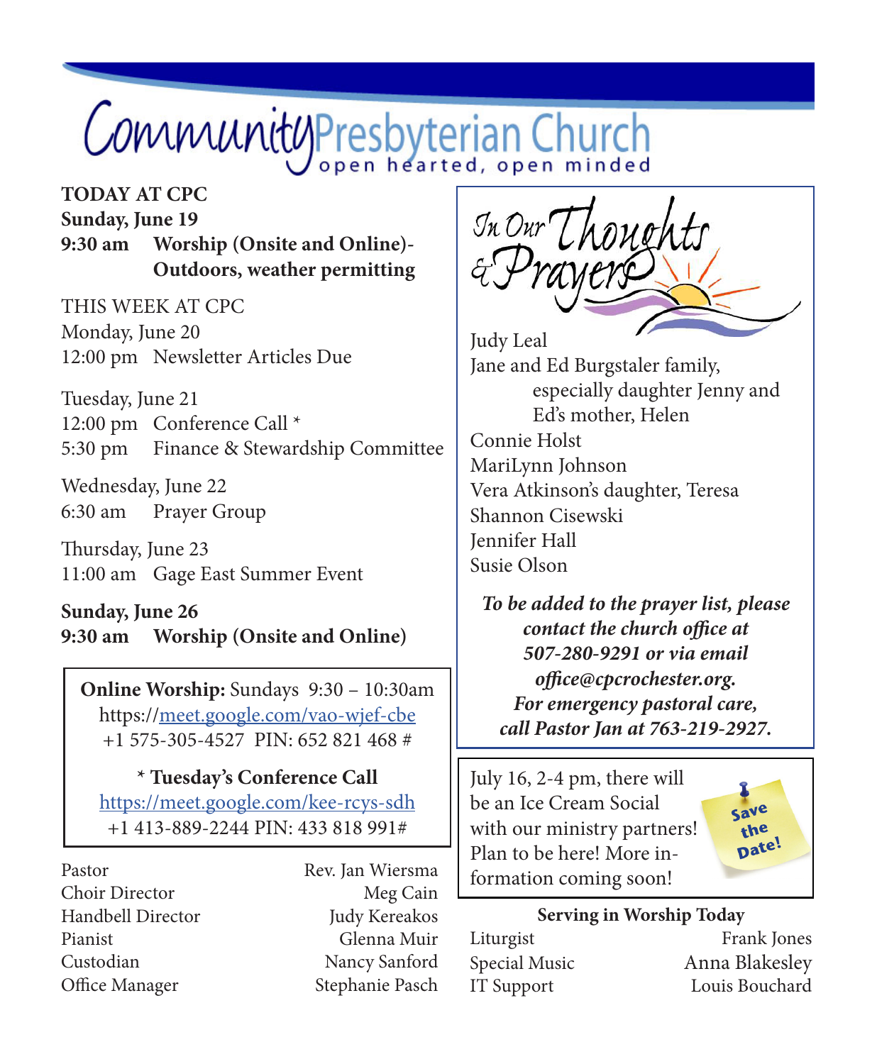# Community Presbyterian Church

open hearted, open minded

**TODAY AT CPC**
**Sunday, June 19**
**9:30 am Worship (Onsite and Online)- Outdoors, weather permitting**

THIS WEEK AT CPC

Monday, June 20
12:00 pm Newsletter Articles Due

Tuesday, June 21
12:00 pm Conference Call *
5:30 pm Finance & Stewardship Committee

Wednesday, June 22
6:30 am Prayer Group

Thursday, June 23
11:00 am Gage East Summer Event

**Sunday, June 26**
**9:30 am Worship (Onsite and Online)**

**Online Worship:** Sundays 9:30 – 10:30am
https://meet.google.com/vao-wjef-cbe
+1 575-305-4527 PIN: 652 821 468 #

**\* Tuesday's Conference Call**
https://meet.google.com/kee-rcys-sdh
+1 413-889-2244 PIN: 433 818 991#

| | |
|---|---|
| Pastor | Rev. Jan Wiersma |
| Choir Director | Meg Cain |
| Handbell Director | Judy Kereakos |
| Pianist | Glenna Muir |
| Custodian | Nancy Sanford |
| Office Manager | Stephanie Pasch |

## In Our Thoughts & Prayers

Judy Leal
Jane and Ed Burgstaler family, especially daughter Jenny and Ed's mother, Helen
Connie Holst
MariLynn Johnson
Vera Atkinson's daughter, Teresa
Shannon Cisewski
Jennifer Hall
Susie Olson

***To be added to the prayer list, please contact the church office at 507-280-9291 or via email office@cpcrochester.org. For emergency pastoral care, call Pastor Jan at 763-219-2927.***

July 16, 2-4 pm, there will be an Ice Cream Social with our ministry partners! Plan to be here! More information coming soon!

Save the Date!

**Serving in Worship Today**

| | |
|---|---|
| Liturgist | Frank Jones |
| Special Music | Anna Blakesley |
| IT Support | Louis Bouchard |